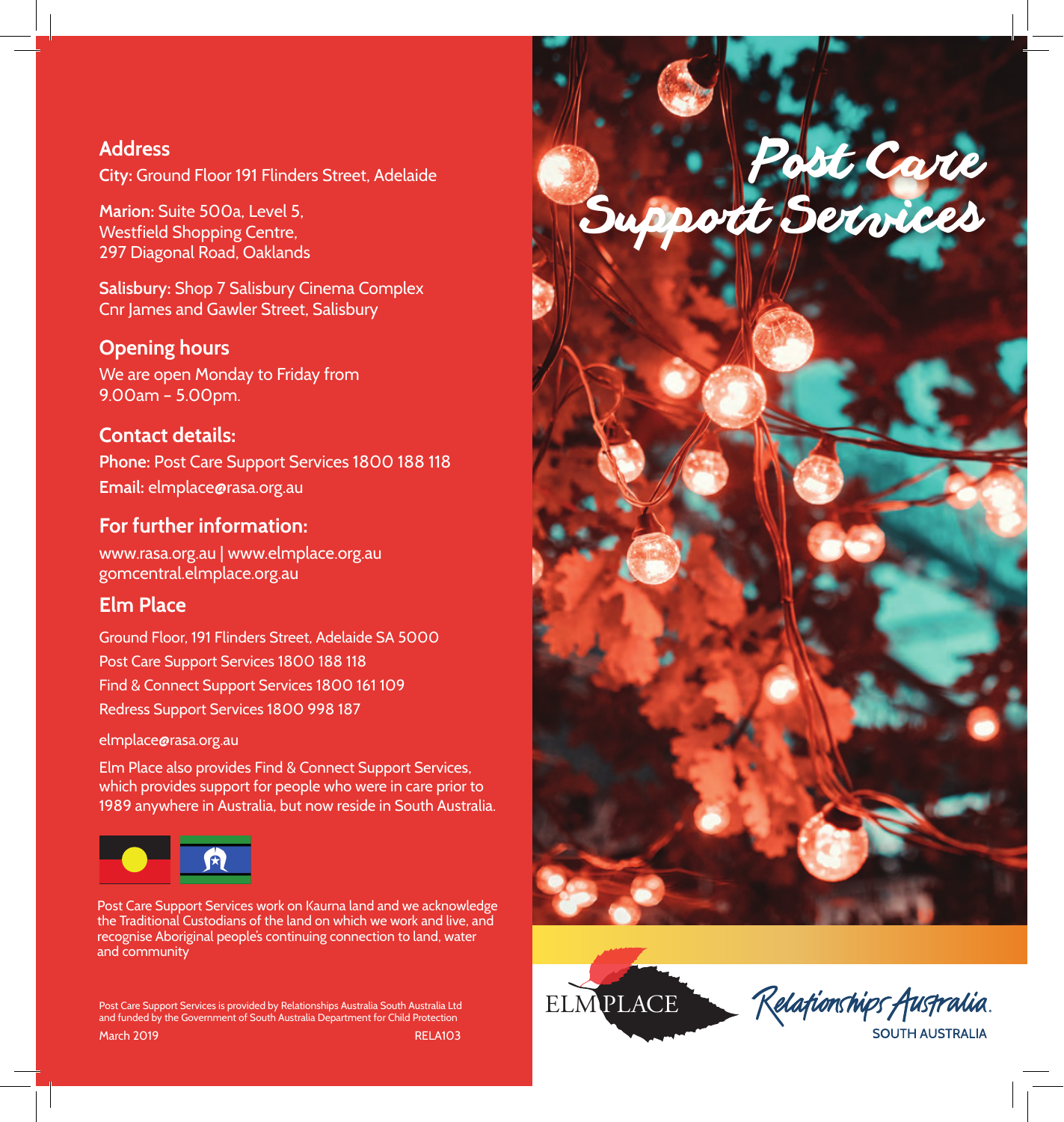## Address

**City:** Ground Floor 191 Flinders Street, Adelaide

**Marion:** Suite 500a, Level 5,
Westfield Shopping Centre,
297 Diagonal Road, Oaklands

**Salisbury:** Shop 7 Salisbury Cinema Complex
Cnr James and Gawler Street, Salisbury

## Opening hours

We are open Monday to Friday from
9.00am – 5.00pm.

## Contact details:

**Phone:** Post Care Support Services 1800 188 118

**Email:** elmplace@rasa.org.au

## For further information:

www.rasa.org.au | www.elmplace.org.au
gomcentral.elmplace.org.au

## Elm Place

Ground Floor, 191 Flinders Street, Adelaide SA 5000
Post Care Support Services 1800 188 118
Find & Connect Support Services 1800 161 109
Redress Support Services 1800 998 187

elmplace@rasa.org.au

Elm Place also provides Find & Connect Support Services, which provides support for people who were in care prior to 1989 anywhere in Australia, but now reside in South Australia.

Post Care Support Services work on Kaurna land and we acknowledge the Traditional Custodians of the land on which we work and live, and recognise Aboriginal people's continuing connection to land, water and community

Post Care Support Services is provided by Relationships Australia South Australia Ltd and funded by the Government of South Australia Department for Child Protection

March 2019 RELA103

# Post Care Support Services

ELM PLACE

Relationships Australia.
SOUTH AUSTRALIA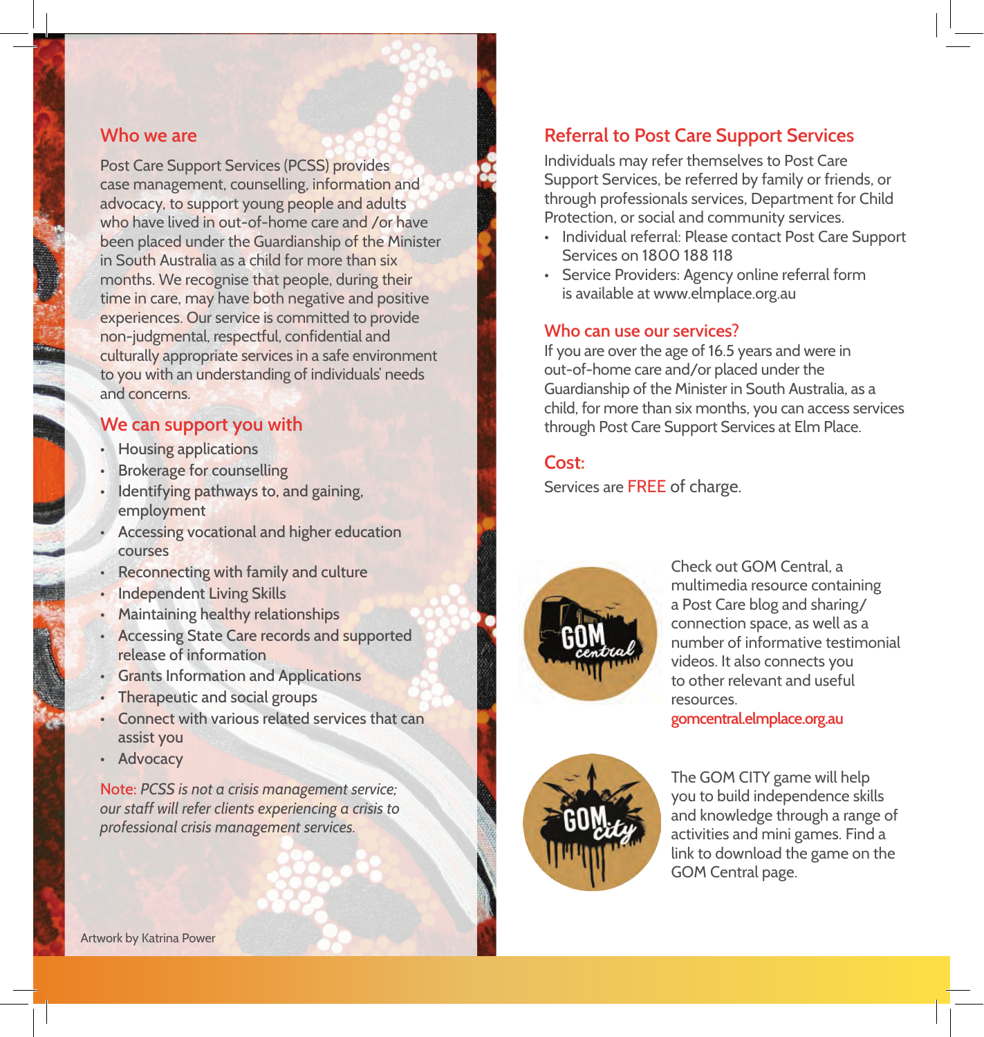## Who we are

Post Care Support Services (PCSS) provides case management, counselling, information and advocacy, to support young people and adults who have lived in out-of-home care and /or have been placed under the Guardianship of the Minister in South Australia as a child for more than six months. We recognise that people, during their time in care, may have both negative and positive experiences. Our service is committed to provide non-judgmental, respectful, confidential and culturally appropriate services in a safe environment to you with an understanding of individuals' needs and concerns.

## We can support you with

- Housing applications
- Brokerage for counselling
- Identifying pathways to, and gaining, employment
- Accessing vocational and higher education courses
- Reconnecting with family and culture
- Independent Living Skills
- Maintaining healthy relationships
- Accessing State Care records and supported release of information
- Grants Information and Applications
- Therapeutic and social groups
- Connect with various related services that can assist you
- Advocacy

Note: *PCSS is not a crisis management service; our staff will refer clients experiencing a crisis to professional crisis management services.*

Artwork by Katrina Power

## Referral to Post Care Support Services

Individuals may refer themselves to Post Care Support Services, be referred by family or friends, or through professionals services, Department for Child Protection, or social and community services.

- Individual referral: Please contact Post Care Support Services on 1800 188 118
- Service Providers: Agency online referral form is available at www.elmplace.org.au

### Who can use our services?

If you are over the age of 16.5 years and were in out-of-home care and/or placed under the Guardianship of the Minister in South Australia, as a child, for more than six months, you can access services through Post Care Support Services at Elm Place.

## Cost:

Services are FREE of charge.

Check out GOM Central, a multimedia resource containing a Post Care blog and sharing/ connection space, as well as a number of informative testimonial videos. It also connects you to other relevant and useful resources.

gomcentral.elmplace.org.au

The GOM CITY game will help you to build independence skills and knowledge through a range of activities and mini games. Find a link to download the game on the GOM Central page.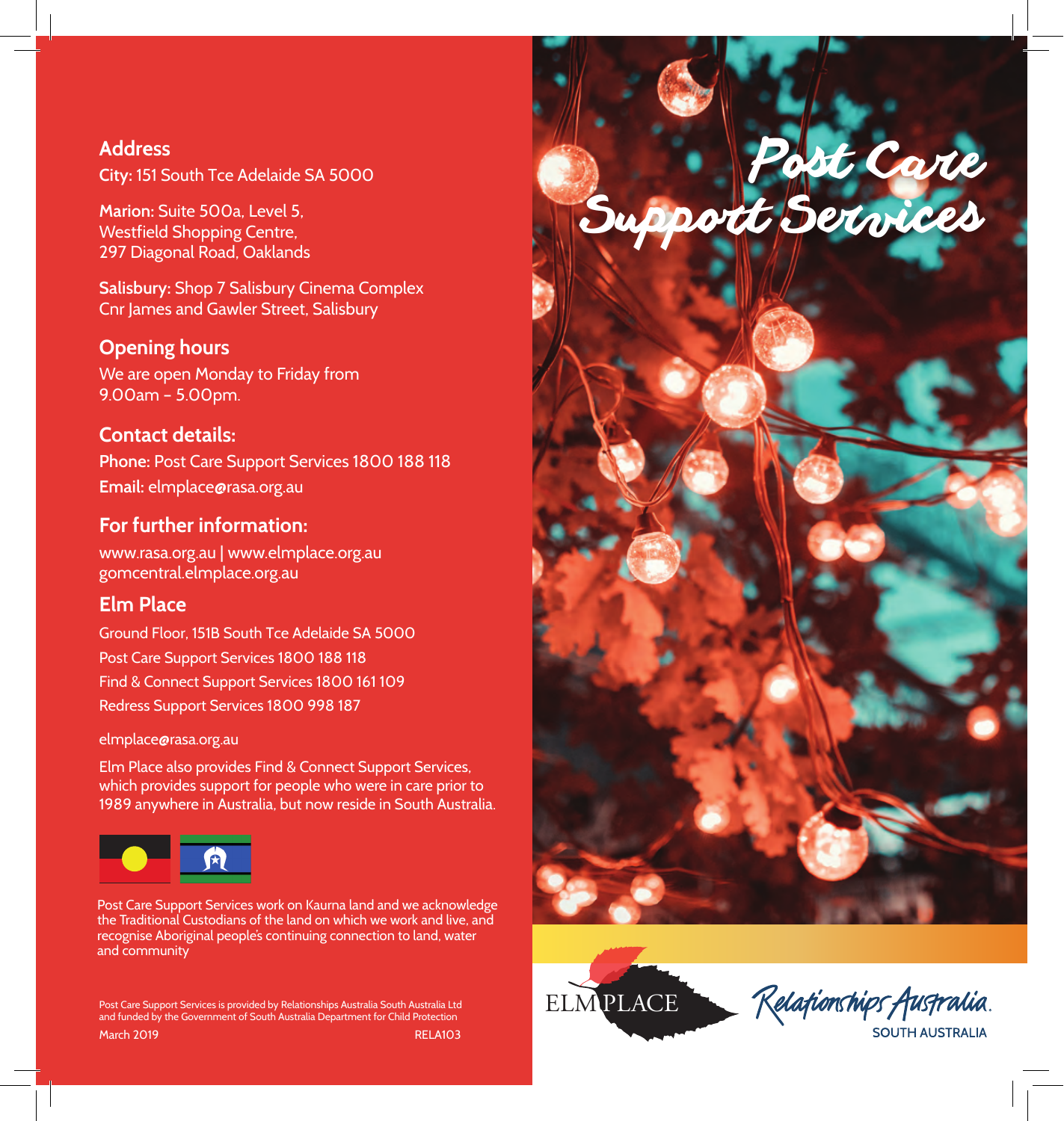## Address

**City:** 151 South Tce Adelaide SA 5000

**Marion:** Suite 500a, Level 5,
Westfield Shopping Centre,
297 Diagonal Road, Oaklands

**Salisbury:** Shop 7 Salisbury Cinema Complex
Cnr James and Gawler Street, Salisbury

## Opening hours

We are open Monday to Friday from
9.00am – 5.00pm.

## Contact details:

**Phone:** Post Care Support Services 1800 188 118

**Email:** elmplace@rasa.org.au

## For further information:

www.rasa.org.au | www.elmplace.org.au
gomcentral.elmplace.org.au

## Elm Place

Ground Floor, 151B South Tce Adelaide SA 5000

Post Care Support Services 1800 188 118

Find & Connect Support Services 1800 161 109

Redress Support Services 1800 998 187

elmplace@rasa.org.au

Elm Place also provides Find & Connect Support Services, which provides support for people who were in care prior to 1989 anywhere in Australia, but now reside in South Australia.

Post Care Support Services work on Kaurna land and we acknowledge the Traditional Custodians of the land on which we work and live, and recognise Aboriginal people's continuing connection to land, water and community

Post Care Support Services is provided by Relationships Australia South Australia Ltd and funded by the Government of South Australia Department for Child Protection

March 2019 RELA103

# Post Care Support Services

ELM PLACE

Relationships Australia.
SOUTH AUSTRALIA